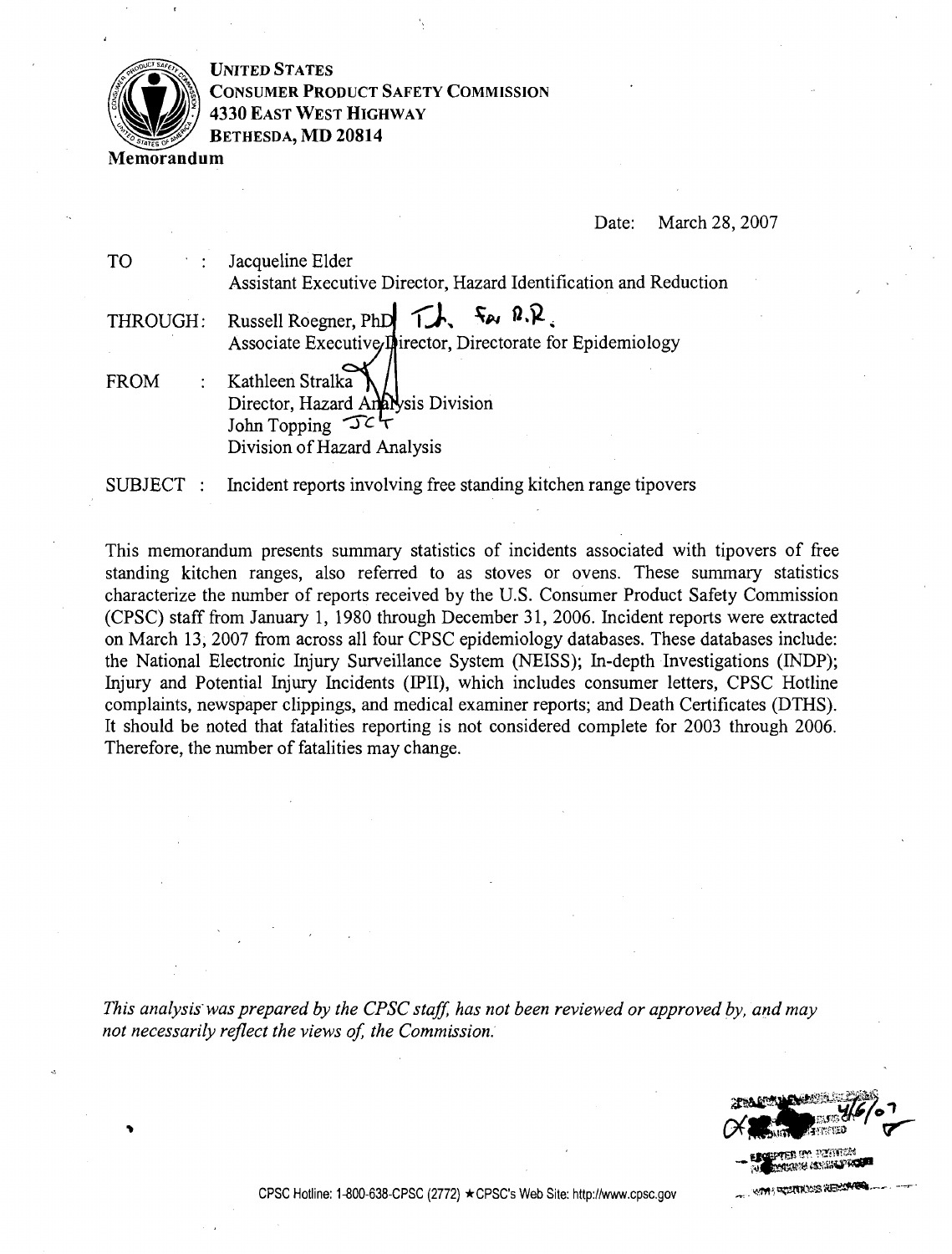**UNITED STATES**
**CONSUMER PRODUCT SAFETY COMMISSION**
**4330 EAST WEST HIGHWAY**
**BETHESDA, MD 20814**

**Memorandum**

Date: March 28, 2007

TO : Jacqueline Elder
Assistant Executive Director, Hazard Identification and Reduction

THROUGH: Russell Roegner, PhD TJ. for R.R.
Associate Executive Director, Directorate for Epidemiology

FROM : Kathleen Stralka
Director, Hazard Analysis Division
John Topping JCT
Division of Hazard Analysis

SUBJECT : Incident reports involving free standing kitchen range tipovers

This memorandum presents summary statistics of incidents associated with tipovers of free standing kitchen ranges, also referred to as stoves or ovens. These summary statistics characterize the number of reports received by the U.S. Consumer Product Safety Commission (CPSC) staff from January 1, 1980 through December 31, 2006. Incident reports were extracted on March 13, 2007 from across all four CPSC epidemiology databases. These databases include: the National Electronic Injury Surveillance System (NEISS); In-depth Investigations (INDP); Injury and Potential Injury Incidents (IPII), which includes consumer letters, CPSC Hotline complaints, newspaper clippings, and medical examiner reports; and Death Certificates (DTHS). It should be noted that fatalities reporting is not considered complete for 2003 through 2006. Therefore, the number of fatalities may change.

*This analysis was prepared by the CPSC staff, has not been reviewed or approved by, and may not necessarily reflect the views of, the Commission.*

CPSC Hotline: 1-800-638-CPSC (2772) ★ CPSC's Web Site: http://www.cpsc.gov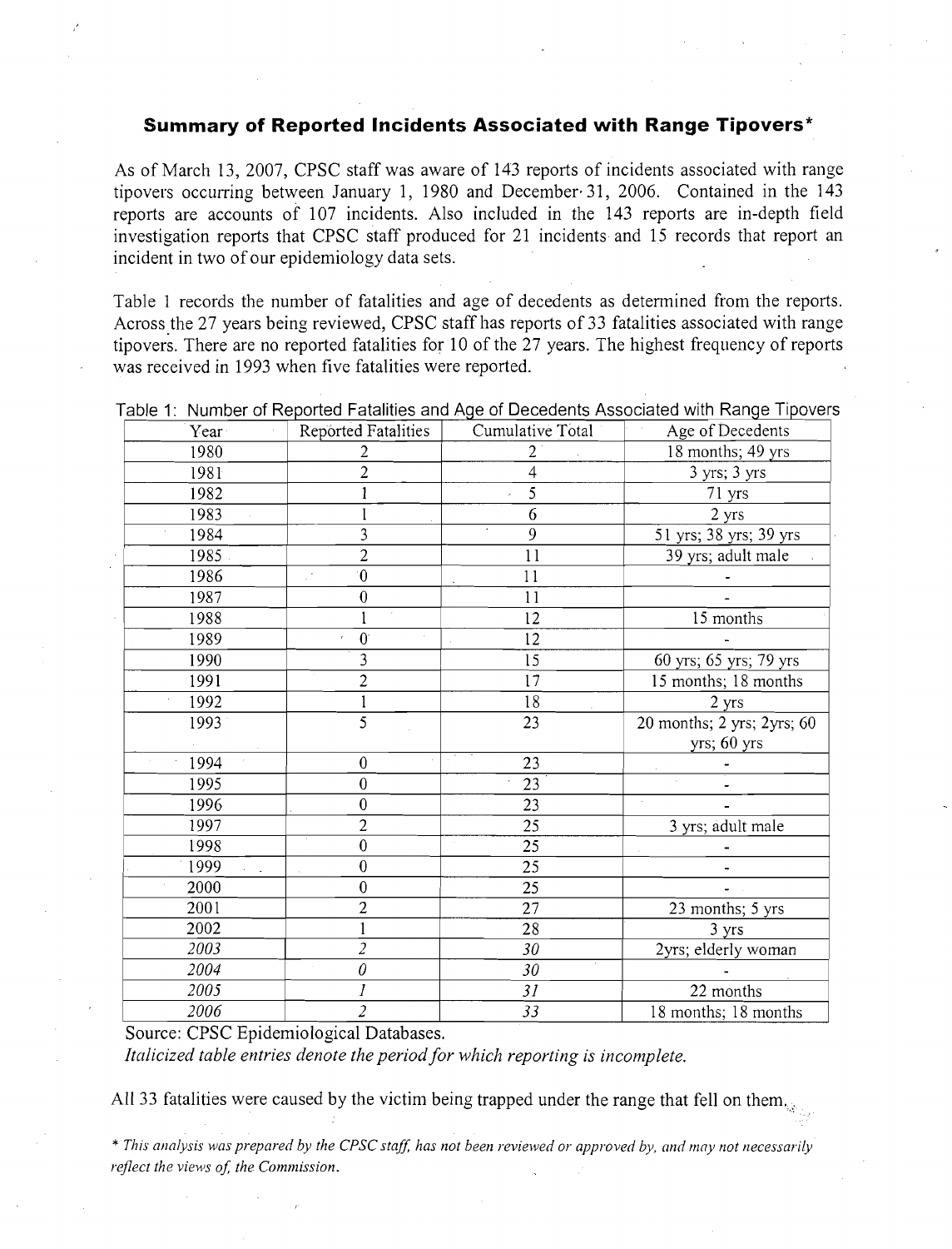## Summary of Reported Incidents Associated with Range Tipovers*

As of March 13, 2007, CPSC staff was aware of 143 reports of incidents associated with range tipovers occurring between January 1, 1980 and December 31, 2006. Contained in the 143 reports are accounts of 107 incidents. Also included in the 143 reports are in-depth field investigation reports that CPSC staff produced for 21 incidents and 15 records that report an incident in two of our epidemiology data sets.

Table 1 records the number of fatalities and age of decedents as determined from the reports. Across the 27 years being reviewed, CPSC staff has reports of 33 fatalities associated with range tipovers. There are no reported fatalities for 10 of the 27 years. The highest frequency of reports was received in 1993 when five fatalities were reported.

Table 1: Number of Reported Fatalities and Age of Decedents Associated with Range Tipovers

| Year | Reported Fatalities | Cumulative Total | Age of Decedents |
|---|---|---|---|
| 1980 | 2 | 2 | 18 months; 49 yrs |
| 1981 | 2 | 4 | 3 yrs; 3 yrs |
| 1982 | 1 | 5 | 71 yrs |
| 1983 | 1 | 6 | 2 yrs |
| 1984 | 3 | 9 | 51 yrs; 38 yrs; 39 yrs |
| 1985 | 2 | 11 | 39 yrs; adult male |
| 1986 | 0 | 11 | - |
| 1987 | 0 | 11 | - |
| 1988 | 1 | 12 | 15 months |
| 1989 | 0 | 12 | - |
| 1990 | 3 | 15 | 60 yrs; 65 yrs; 79 yrs |
| 1991 | 2 | 17 | 15 months; 18 months |
| 1992 | 1 | 18 | 2 yrs |
| 1993 | 5 | 23 | 20 months; 2 yrs; 2yrs; 60 yrs; 60 yrs |
| 1994 | 0 | 23 | - |
| 1995 | 0 | 23 | - |
| 1996 | 0 | 23 | - |
| 1997 | 2 | 25 | 3 yrs; adult male |
| 1998 | 0 | 25 | - |
| 1999 | 0 | 25 | - |
| 2000 | 0 | 25 | - |
| 2001 | 2 | 27 | 23 months; 5 yrs |
| 2002 | 1 | 28 | 3 yrs |
| *2003* | *2* | *30* | 2yrs; elderly woman |
| *2004* | *0* | *30* | - |
| *2005* | *1* | *31* | 22 months |
| *2006* | *2* | *33* | 18 months; 18 months |

Source: CPSC Epidemiological Databases.

*Italicized table entries denote the period for which reporting is incomplete.*

All 33 fatalities were caused by the victim being trapped under the range that fell on them.

*\* This analysis was prepared by the CPSC staff, has not been reviewed or approved by, and may not necessarily reflect the views of the Commission.*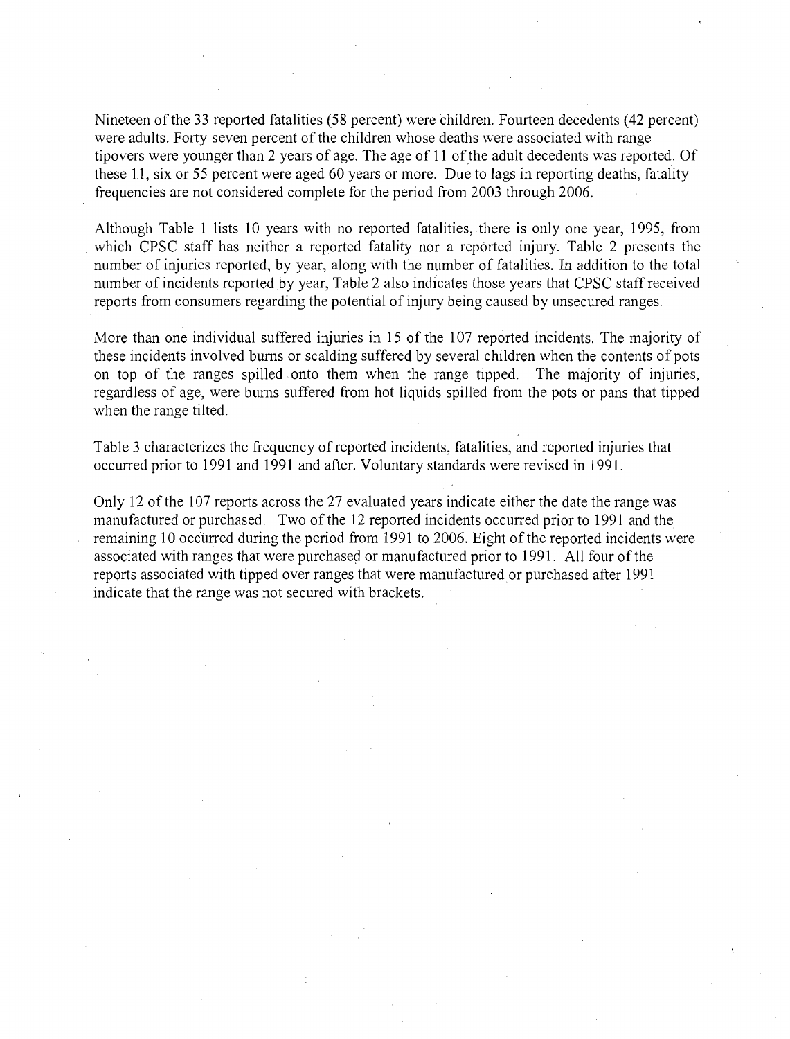Nineteen of the 33 reported fatalities (58 percent) were children. Fourteen decedents (42 percent) were adults. Forty-seven percent of the children whose deaths were associated with range tipovers were younger than 2 years of age. The age of 11 of the adult decedents was reported. Of these 11, six or 55 percent were aged 60 years or more. Due to lags in reporting deaths, fatality frequencies are not considered complete for the period from 2003 through 2006.

Although Table 1 lists 10 years with no reported fatalities, there is only one year, 1995, from which CPSC staff has neither a reported fatality nor a reported injury. Table 2 presents the number of injuries reported, by year, along with the number of fatalities. In addition to the total number of incidents reported by year, Table 2 also indicates those years that CPSC staff received reports from consumers regarding the potential of injury being caused by unsecured ranges.

More than one individual suffered injuries in 15 of the 107 reported incidents. The majority of these incidents involved burns or scalding suffered by several children when the contents of pots on top of the ranges spilled onto them when the range tipped. The majority of injuries, regardless of age, were burns suffered from hot liquids spilled from the pots or pans that tipped when the range tilted.

Table 3 characterizes the frequency of reported incidents, fatalities, and reported injuries that occurred prior to 1991 and 1991 and after. Voluntary standards were revised in 1991.

Only 12 of the 107 reports across the 27 evaluated years indicate either the date the range was manufactured or purchased. Two of the 12 reported incidents occurred prior to 1991 and the remaining 10 occurred during the period from 1991 to 2006. Eight of the reported incidents were associated with ranges that were purchased or manufactured prior to 1991. All four of the reports associated with tipped over ranges that were manufactured or purchased after 1991 indicate that the range was not secured with brackets.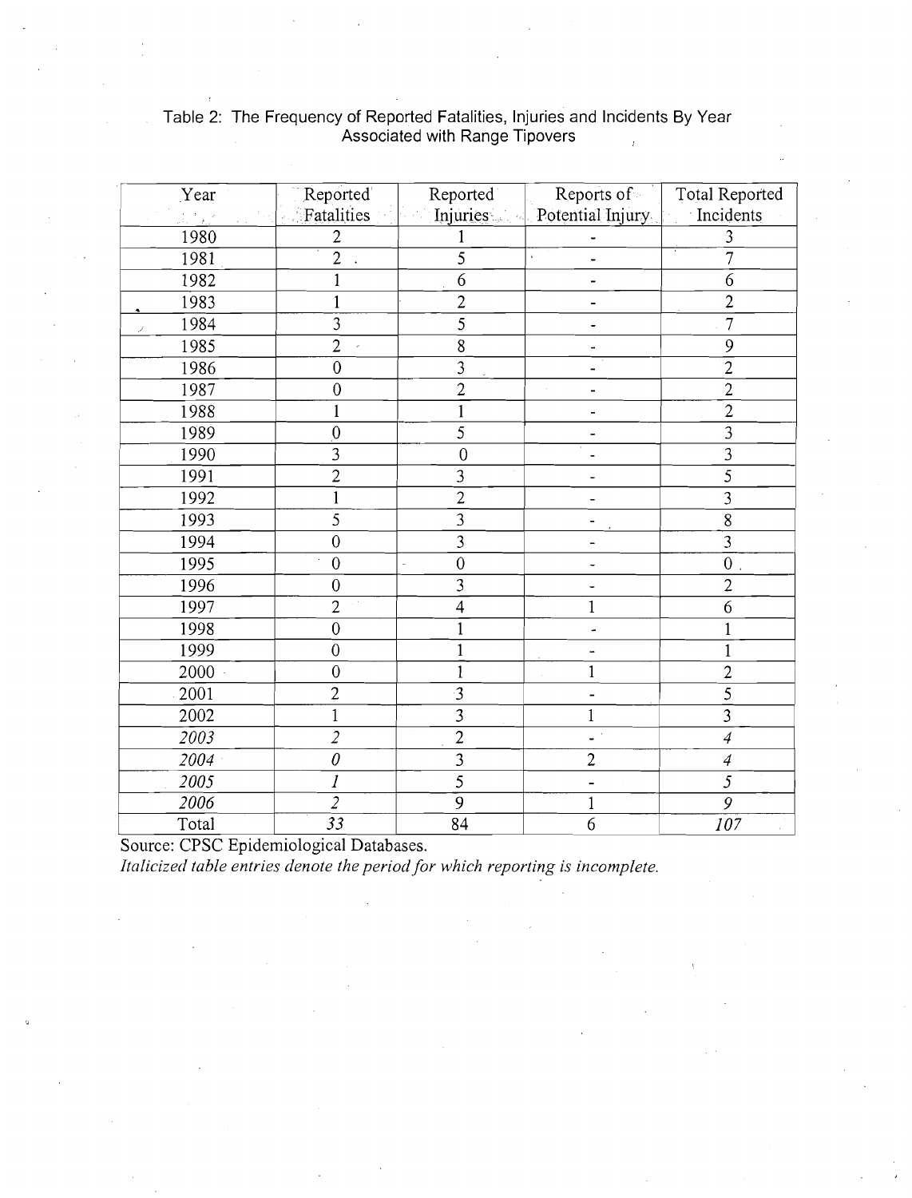Table 2: The Frequency of Reported Fatalities, Injuries and Incidents By Year Associated with Range Tipovers

| Year | Reported Fatalities | Reported Injuries | Reports of Potential Injury | Total Reported Incidents |
|---|---|---|---|---|
| 1980 | 2 | 1 | - | 3 |
| 1981 | 2 | 5 | - | 7 |
| 1982 | 1 | 6 | - | 6 |
| 1983 | 1 | 2 | - | 2 |
| 1984 | 3 | 5 | - | 7 |
| 1985 | 2 | 8 | - | 9 |
| 1986 | 0 | 3 | - | 2 |
| 1987 | 0 | 2 | - | 2 |
| 1988 | 1 | 1 | - | 2 |
| 1989 | 0 | 5 | - | 3 |
| 1990 | 3 | 0 | - | 3 |
| 1991 | 2 | 3 | - | 5 |
| 1992 | 1 | 2 | - | 3 |
| 1993 | 5 | 3 | - | 8 |
| 1994 | 0 | 3 | - | 3 |
| 1995 | 0 | 0 | - | 0 |
| 1996 | 0 | 3 | - | 2 |
| 1997 | 2 | 4 | 1 | 6 |
| 1998 | 0 | 1 | - | 1 |
| 1999 | 0 | 1 | - | 1 |
| 2000 | 0 | 1 | 1 | 2 |
| 2001 | 2 | 3 | - | 5 |
| 2002 | 1 | 3 | 1 | 3 |
| *2003* | *2* | 2 | - | *4* |
| *2004* | *0* | 3 | 2 | *4* |
| *2005* | *1* | 5 | - | *5* |
| *2006* | *2* | 9 | 1 | *9* |
| Total | *33* | 84 | 6 | *107* |

Source: CPSC Epidemiological Databases.

*Italicized table entries denote the period for which reporting is incomplete.*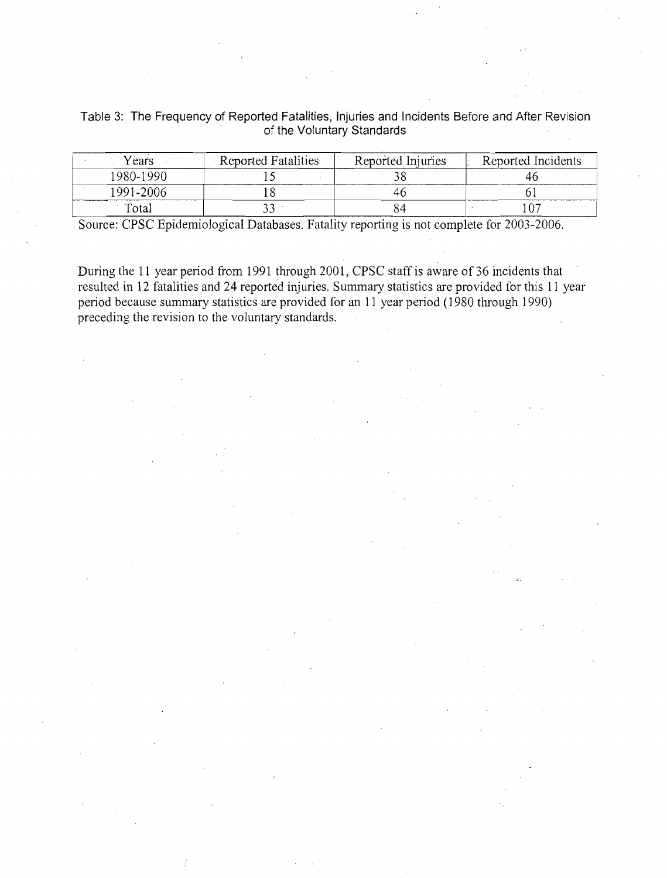Table 3: The Frequency of Reported Fatalities, Injuries and Incidents Before and After Revision of the Voluntary Standards

| Years | Reported Fatalities | Reported Injuries | Reported Incidents |
|---|---|---|---|
| 1980-1990 | 15 | 38 | 46 |
| 1991-2006 | 18 | 46 | 61 |
| Total | 33 | 84 | 107 |

Source: CPSC Epidemiological Databases. Fatality reporting is not complete for 2003-2006.

During the 11 year period from 1991 through 2001, CPSC staff is aware of 36 incidents that resulted in 12 fatalities and 24 reported injuries. Summary statistics are provided for this 11 year period because summary statistics are provided for an 11 year period (1980 through 1990) preceding the revision to the voluntary standards.